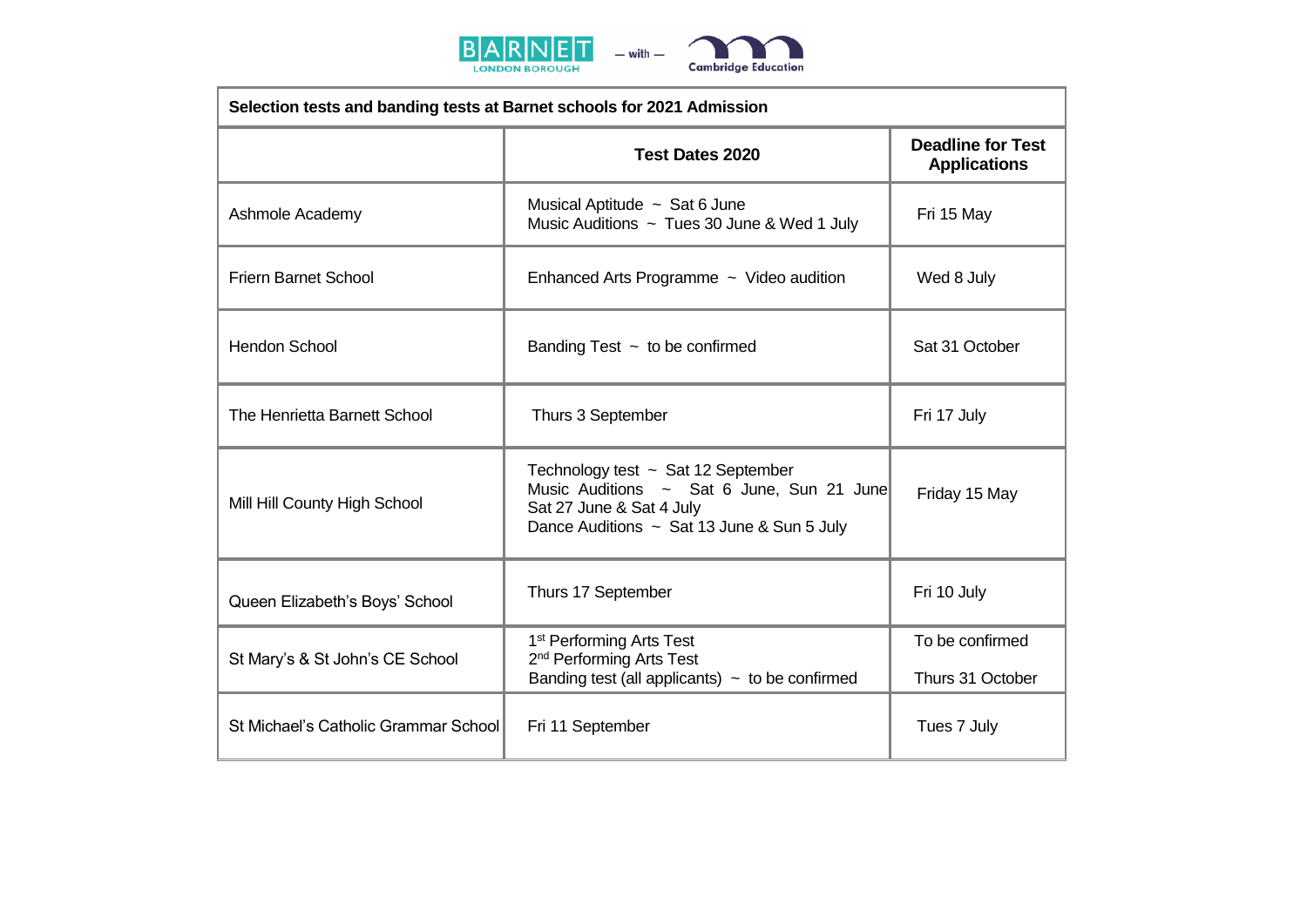| Selection tests and banding tests at Barnet schools for 2021 Admission | | |
|---|---|---|
| | **Test Dates 2020** | **Deadline for Test Applications** |
| Ashmole Academy | Musical Aptitude ~ Sat 6 June<br>Music Auditions ~ Tues 30 June & Wed 1 July | Fri 15 May |
| Friern Barnet School | Enhanced Arts Programme ~ Video audition | Wed 8 July |
| Hendon School | Banding Test ~ to be confirmed | Sat 31 October |
| The Henrietta Barnett School | Thurs 3 September | Fri 17 July |
| Mill Hill County High School | Technology test ~ Sat 12 September<br>Music Auditions ~ Sat 6 June, Sun 21 June Sat 27 June & Sat 4 July<br>Dance Auditions ~ Sat 13 June & Sun 5 July | Friday 15 May |
| Queen Elizabeth's Boys' School | Thurs 17 September | Fri 10 July |
| St Mary's & St John's CE School | 1st Performing Arts Test<br>2nd Performing Arts Test<br>Banding test (all applicants) ~ to be confirmed | To be confirmed<br><br>Thurs 31 October |
| St Michael's Catholic Grammar School | Fri 11 September | Tues 7 July |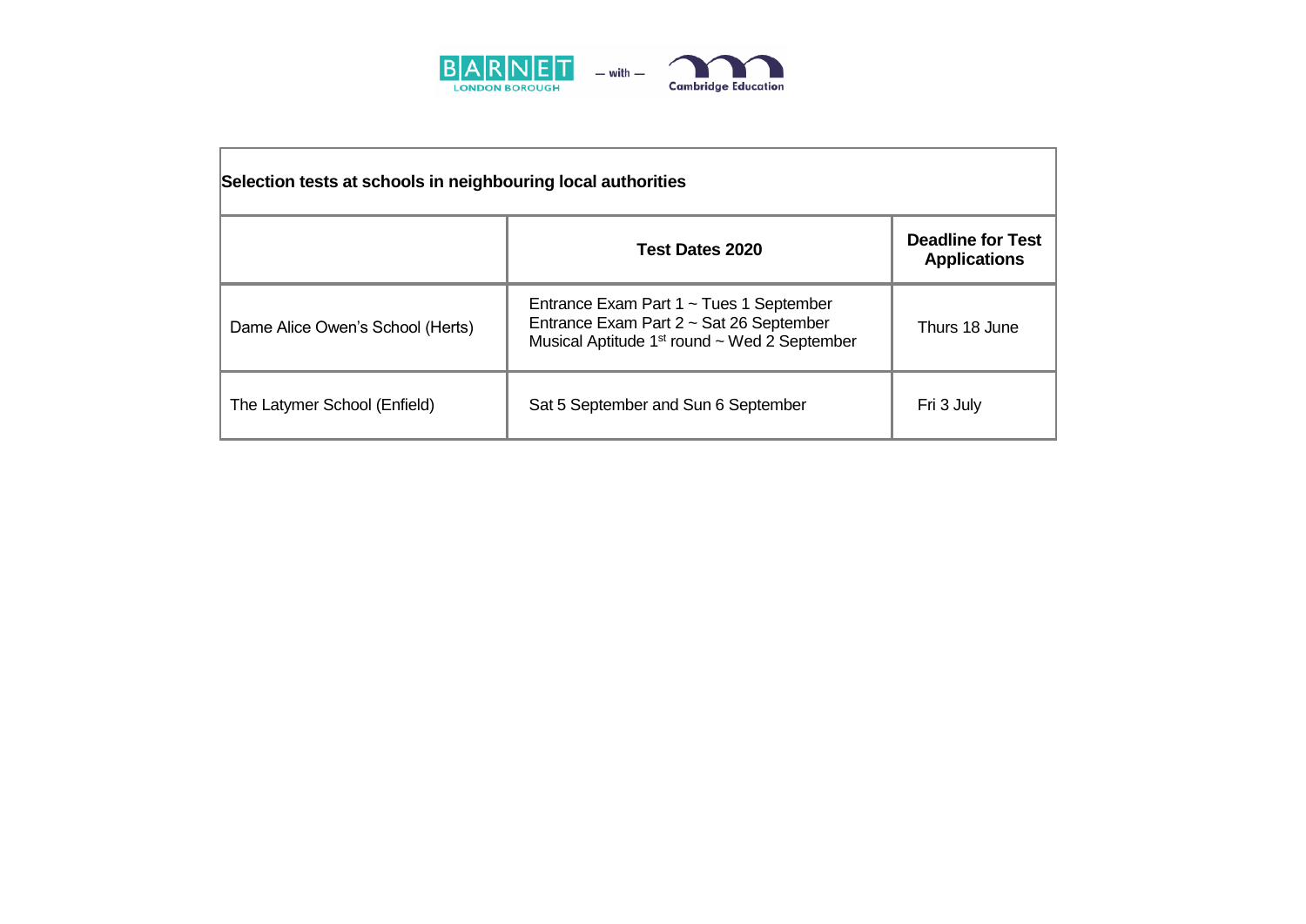**Selection tests at schools in neighbouring local authorities**

| | Test Dates 2020 | Deadline for Test Applications |
|---|---|---|
| Dame Alice Owen's School (Herts) | Entrance Exam Part 1 ~ Tues 1 September<br>Entrance Exam Part 2 ~ Sat 26 September<br>Musical Aptitude 1st round ~ Wed 2 September | Thurs 18 June |
| The Latymer School (Enfield) | Sat 5 September and Sun 6 September | Fri 3 July |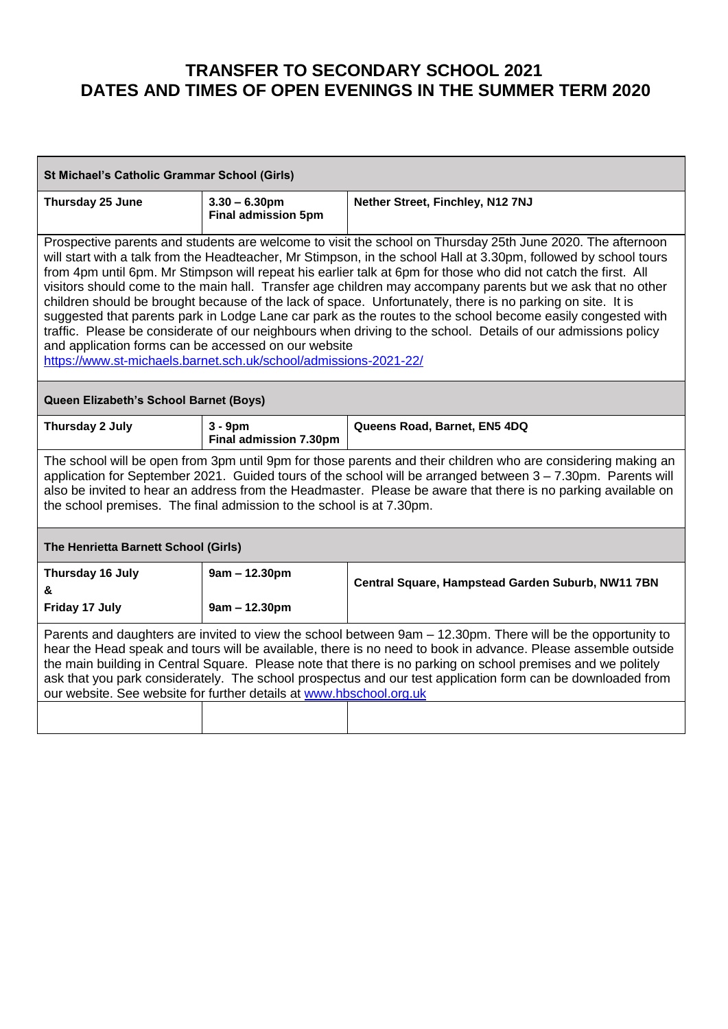# TRANSFER TO SECONDARY SCHOOL 2021
# DATES AND TIMES OF OPEN EVENINGS IN THE SUMMER TERM 2020

| | | |
|---|---|---|
| **St Michael's Catholic Grammar School (Girls)** | | |
| **Thursday 25 June** | **3.30 – 6.30pm**<br>**Final admission 5pm** | **Nether Street, Finchley, N12 7NJ** |
| Prospective parents and students are welcome to visit the school on Thursday 25th June 2020. The afternoon will start with a talk from the Headteacher, Mr Stimpson, in the school Hall at 3.30pm, followed by school tours from 4pm until 6pm. Mr Stimpson will repeat his earlier talk at 6pm for those who did not catch the first. All visitors should come to the main hall. Transfer age children may accompany parents but we ask that no other children should be brought because of the lack of space. Unfortunately, there is no parking on site. It is suggested that parents park in Lodge Lane car park as the routes to the school become easily congested with traffic. Please be considerate of our neighbours when driving to the school. Details of our admissions policy and application forms can be accessed on our website https://www.st-michaels.barnet.sch.uk/school/admissions-2021-22/ | | |
| **Queen Elizabeth's School Barnet (Boys)** | | |
| **Thursday 2 July** | **3 - 9pm**<br>**Final admission 7.30pm** | **Queens Road, Barnet, EN5 4DQ** |
| The school will be open from 3pm until 9pm for those parents and their children who are considering making an application for September 2021. Guided tours of the school will be arranged between 3 – 7.30pm. Parents will also be invited to hear an address from the Headmaster. Please be aware that there is no parking available on the school premises. The final admission to the school is at 7.30pm. | | |
| **The Henrietta Barnett School (Girls)** | | |
| **Thursday 16 July**<br>**&**<br>**Friday 17 July** | **9am – 12.30pm**<br><br>**9am – 12.30pm** | **Central Square, Hampstead Garden Suburb, NW11 7BN** |
| Parents and daughters are invited to view the school between 9am – 12.30pm. There will be the opportunity to hear the Head speak and tours will be available, there is no need to book in advance. Please assemble outside the main building in Central Square. Please note that there is no parking on school premises and we politely ask that you park considerately. The school prospectus and our test application form can be downloaded from our website. See website for further details at www.hbschool.org.uk | | |
| | | |